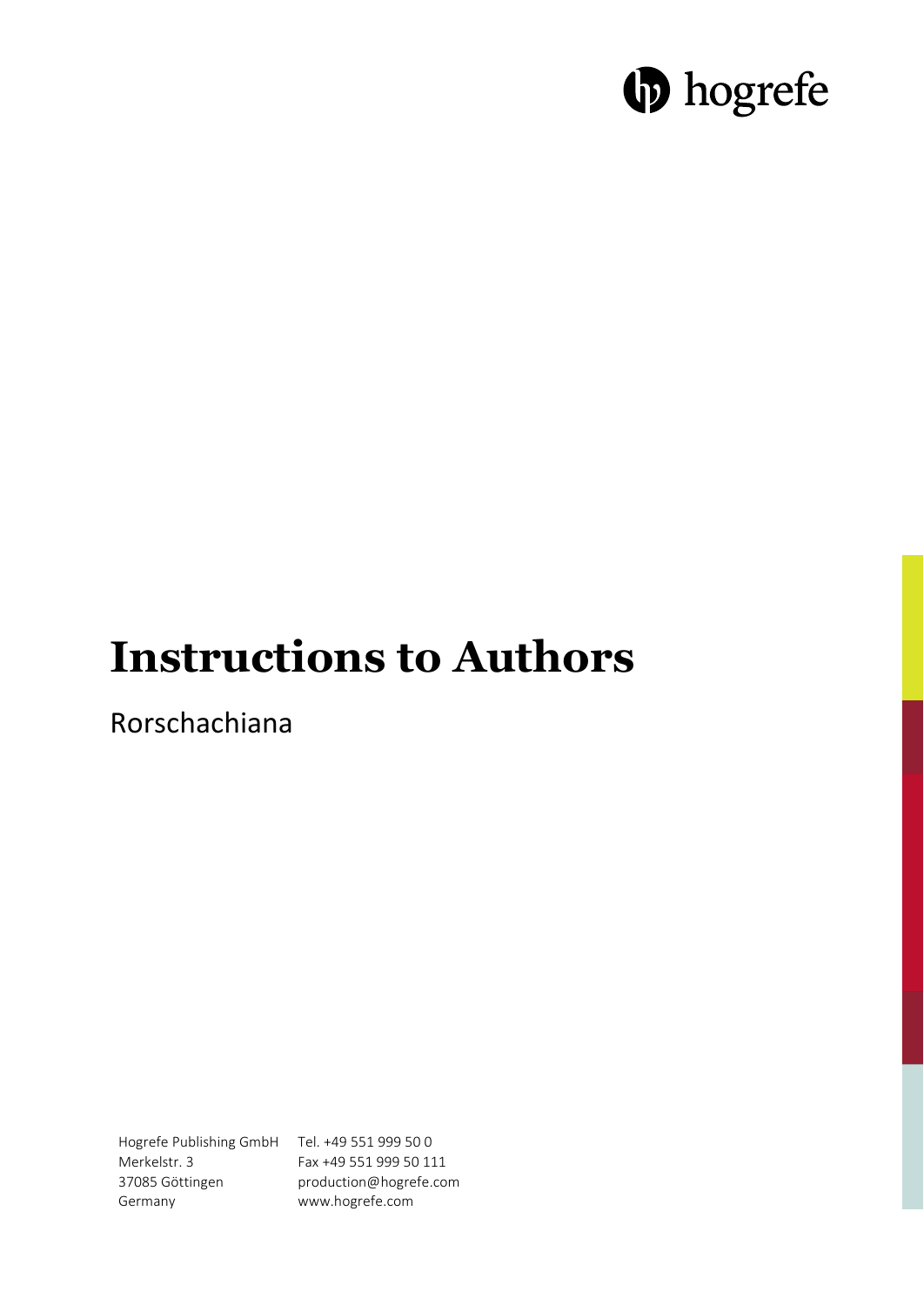hogrefe

# Instructions to Authors

Rorschachiana

Hogrefe Publishing GmbH
Merkelstr. 3
37085 Göttingen
Germany

Tel. +49 551 999 50 0
Fax +49 551 999 50 111
production@hogrefe.com
www.hogrefe.com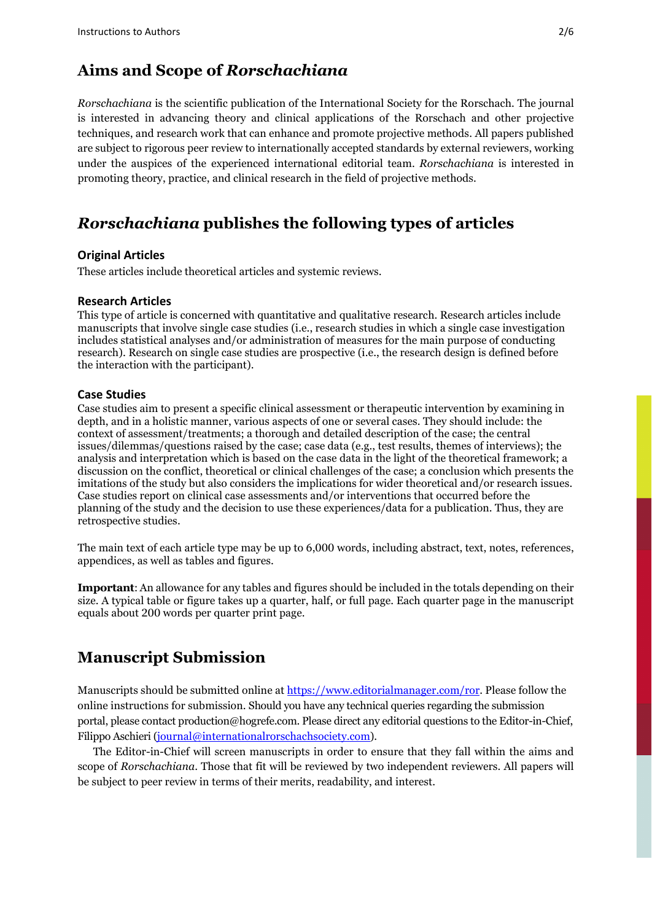## Aims and Scope of *Rorschachiana*

*Rorschachiana* is the scientific publication of the International Society for the Rorschach. The journal is interested in advancing theory and clinical applications of the Rorschach and other projective techniques, and research work that can enhance and promote projective methods. All papers published are subject to rigorous peer review to internationally accepted standards by external reviewers, working under the auspices of the experienced international editorial team. *Rorschachiana* is interested in promoting theory, practice, and clinical research in the field of projective methods.

## *Rorschachiana* publishes the following types of articles

### Original Articles

These articles include theoretical articles and systemic reviews.

### Research Articles

This type of article is concerned with quantitative and qualitative research. Research articles include manuscripts that involve single case studies (i.e., research studies in which a single case investigation includes statistical analyses and/or administration of measures for the main purpose of conducting research). Research on single case studies are prospective (i.e., the research design is defined before the interaction with the participant).

### Case Studies

Case studies aim to present a specific clinical assessment or therapeutic intervention by examining in depth, and in a holistic manner, various aspects of one or several cases. They should include: the context of assessment/treatments; a thorough and detailed description of the case; the central issues/dilemmas/questions raised by the case; case data (e.g., test results, themes of interviews); the analysis and interpretation which is based on the case data in the light of the theoretical framework; a discussion on the conflict, theoretical or clinical challenges of the case; a conclusion which presents the imitations of the study but also considers the implications for wider theoretical and/or research issues. Case studies report on clinical case assessments and/or interventions that occurred before the planning of the study and the decision to use these experiences/data for a publication. Thus, they are retrospective studies.

The main text of each article type may be up to 6,000 words, including abstract, text, notes, references, appendices, as well as tables and figures.

**Important**: An allowance for any tables and figures should be included in the totals depending on their size. A typical table or figure takes up a quarter, half, or full page. Each quarter page in the manuscript equals about 200 words per quarter print page.

## Manuscript Submission

Manuscripts should be submitted online at https://www.editorialmanager.com/ror. Please follow the online instructions for submission. Should you have any technical queries regarding the submission portal, please contact production@hogrefe.com. Please direct any editorial questions to the Editor-in-Chief, Filippo Aschieri (journal@internationalrorschachsociety.com).

The Editor-in-Chief will screen manuscripts in order to ensure that they fall within the aims and scope of *Rorschachiana*. Those that fit will be reviewed by two independent reviewers. All papers will be subject to peer review in terms of their merits, readability, and interest.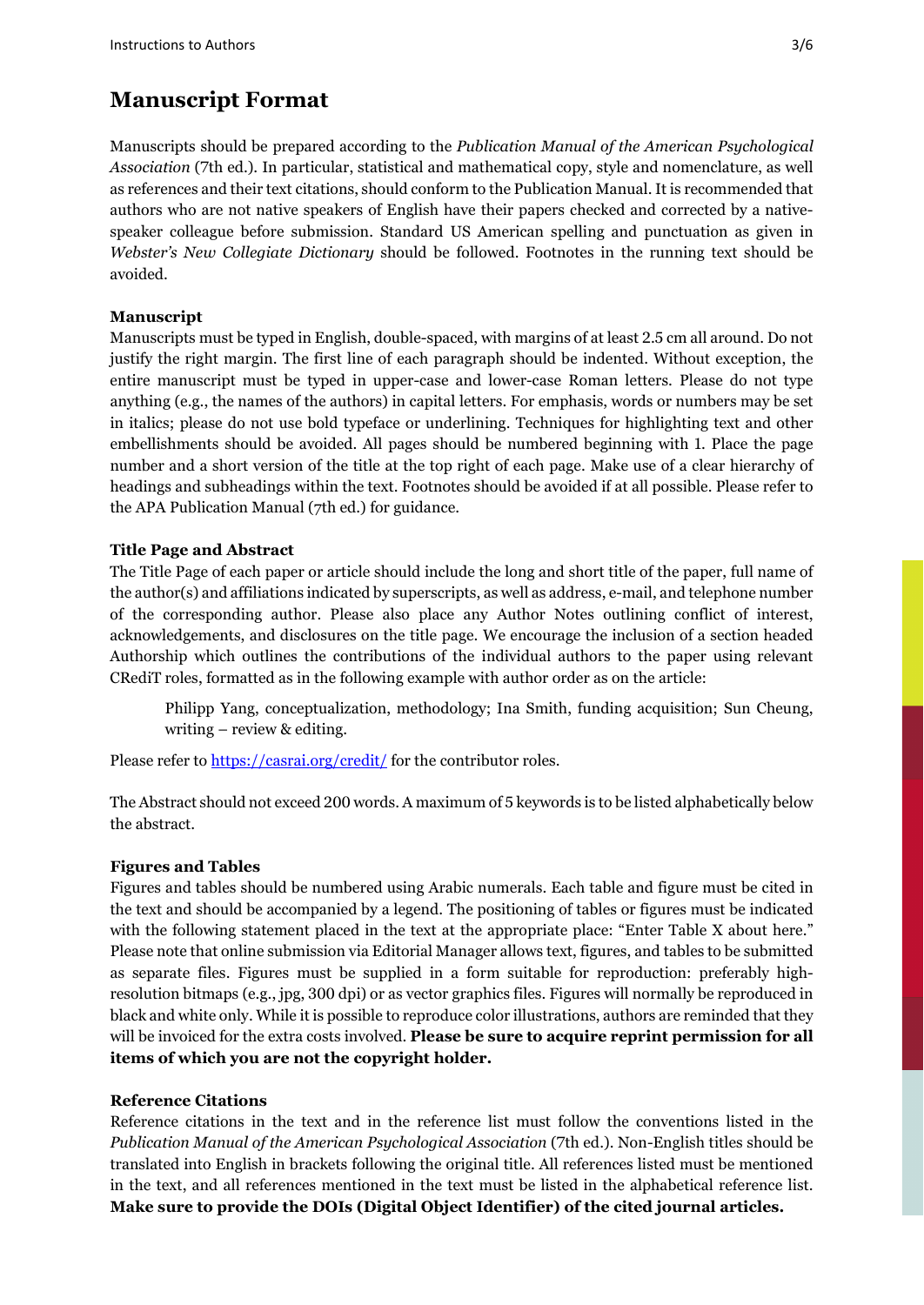# Manuscript Format

Manuscripts should be prepared according to the *Publication Manual of the American Psychological Association* (7th ed.). In particular, statistical and mathematical copy, style and nomenclature, as well as references and their text citations, should conform to the Publication Manual. It is recommended that authors who are not native speakers of English have their papers checked and corrected by a native-speaker colleague before submission. Standard US American spelling and punctuation as given in *Webster's New Collegiate Dictionary* should be followed. Footnotes in the running text should be avoided.

**Manuscript**

Manuscripts must be typed in English, double-spaced, with margins of at least 2.5 cm all around. Do not justify the right margin. The first line of each paragraph should be indented. Without exception, the entire manuscript must be typed in upper-case and lower-case Roman letters. Please do not type anything (e.g., the names of the authors) in capital letters. For emphasis, words or numbers may be set in italics; please do not use bold typeface or underlining. Techniques for highlighting text and other embellishments should be avoided. All pages should be numbered beginning with 1. Place the page number and a short version of the title at the top right of each page. Make use of a clear hierarchy of headings and subheadings within the text. Footnotes should be avoided if at all possible. Please refer to the APA Publication Manual (7th ed.) for guidance.

**Title Page and Abstract**

The Title Page of each paper or article should include the long and short title of the paper, full name of the author(s) and affiliations indicated by superscripts, as well as address, e-mail, and telephone number of the corresponding author. Please also place any Author Notes outlining conflict of interest, acknowledgements, and disclosures on the title page. We encourage the inclusion of a section headed Authorship which outlines the contributions of the individual authors to the paper using relevant CRediT roles, formatted as in the following example with author order as on the article:

> Philipp Yang, conceptualization, methodology; Ina Smith, funding acquisition; Sun Cheung, writing – review & editing.

Please refer to https://casrai.org/credit/ for the contributor roles.

The Abstract should not exceed 200 words. A maximum of 5 keywords is to be listed alphabetically below the abstract.

**Figures and Tables**

Figures and tables should be numbered using Arabic numerals. Each table and figure must be cited in the text and should be accompanied by a legend. The positioning of tables or figures must be indicated with the following statement placed in the text at the appropriate place: "Enter Table X about here." Please note that online submission via Editorial Manager allows text, figures, and tables to be submitted as separate files. Figures must be supplied in a form suitable for reproduction: preferably high-resolution bitmaps (e.g., jpg, 300 dpi) or as vector graphics files. Figures will normally be reproduced in black and white only. While it is possible to reproduce color illustrations, authors are reminded that they will be invoiced for the extra costs involved. **Please be sure to acquire reprint permission for all items of which you are not the copyright holder.**

**Reference Citations**

Reference citations in the text and in the reference list must follow the conventions listed in the *Publication Manual of the American Psychological Association* (7th ed.). Non-English titles should be translated into English in brackets following the original title. All references listed must be mentioned in the text, and all references mentioned in the text must be listed in the alphabetical reference list. **Make sure to provide the DOIs (Digital Object Identifier) of the cited journal articles.**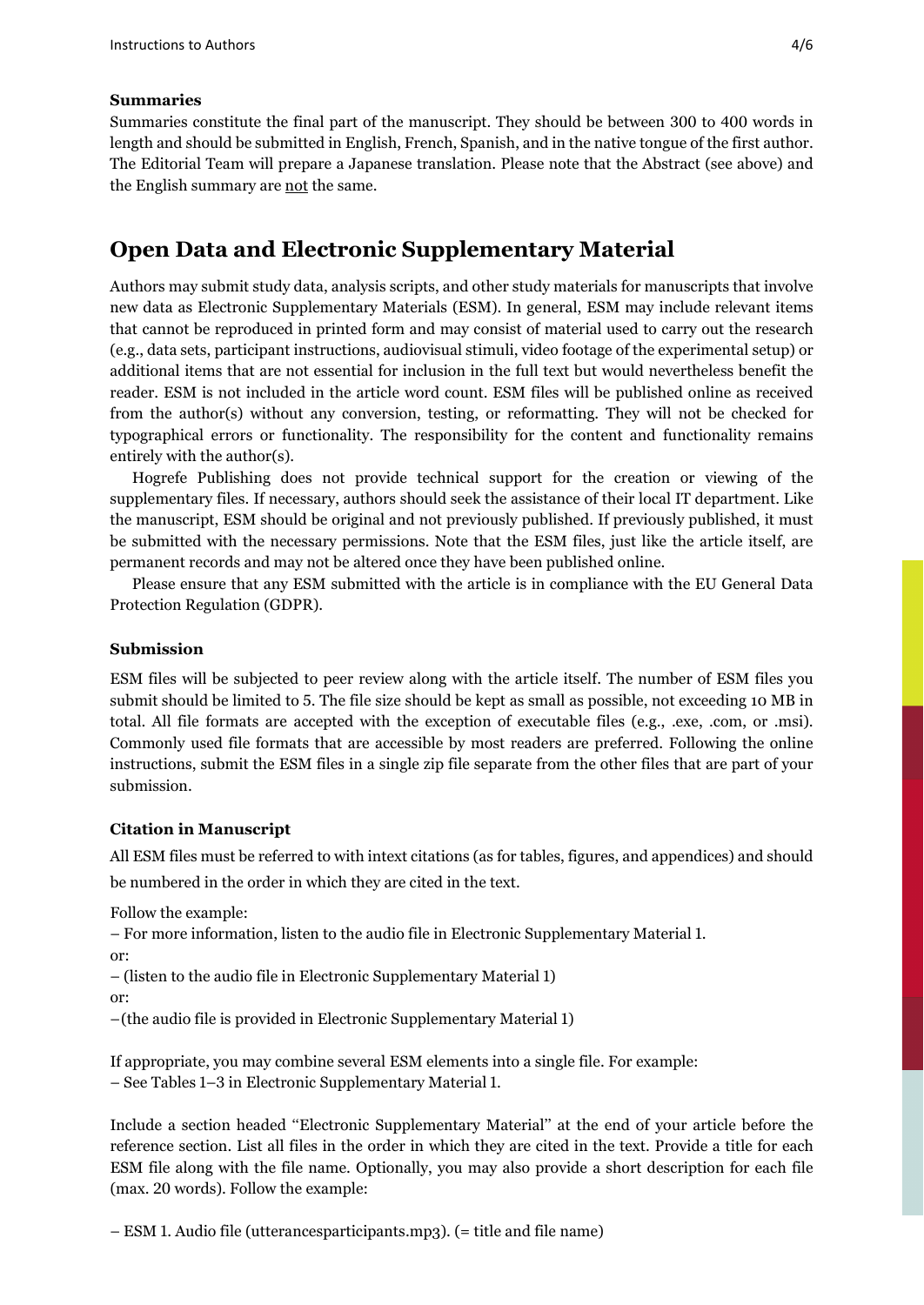### Summaries

Summaries constitute the final part of the manuscript. They should be between 300 to 400 words in length and should be submitted in English, French, Spanish, and in the native tongue of the first author. The Editorial Team will prepare a Japanese translation. Please note that the Abstract (see above) and the English summary are not the same.

## Open Data and Electronic Supplementary Material

Authors may submit study data, analysis scripts, and other study materials for manuscripts that involve new data as Electronic Supplementary Materials (ESM). In general, ESM may include relevant items that cannot be reproduced in printed form and may consist of material used to carry out the research (e.g., data sets, participant instructions, audiovisual stimuli, video footage of the experimental setup) or additional items that are not essential for inclusion in the full text but would nevertheless benefit the reader. ESM is not included in the article word count. ESM files will be published online as received from the author(s) without any conversion, testing, or reformatting. They will not be checked for typographical errors or functionality. The responsibility for the content and functionality remains entirely with the author(s).

Hogrefe Publishing does not provide technical support for the creation or viewing of the supplementary files. If necessary, authors should seek the assistance of their local IT department. Like the manuscript, ESM should be original and not previously published. If previously published, it must be submitted with the necessary permissions. Note that the ESM files, just like the article itself, are permanent records and may not be altered once they have been published online.

Please ensure that any ESM submitted with the article is in compliance with the EU General Data Protection Regulation (GDPR).

### Submission

ESM files will be subjected to peer review along with the article itself. The number of ESM files you submit should be limited to 5. The file size should be kept as small as possible, not exceeding 10 MB in total. All file formats are accepted with the exception of executable files (e.g., .exe, .com, or .msi). Commonly used file formats that are accessible by most readers are preferred. Following the online instructions, submit the ESM files in a single zip file separate from the other files that are part of your submission.

### Citation in Manuscript

All ESM files must be referred to with intext citations (as for tables, figures, and appendices) and should be numbered in the order in which they are cited in the text.

Follow the example:

– For more information, listen to the audio file in Electronic Supplementary Material 1.

or:

– (listen to the audio file in Electronic Supplementary Material 1)

or:

–(the audio file is provided in Electronic Supplementary Material 1)

If appropriate, you may combine several ESM elements into a single file. For example:

– See Tables 1–3 in Electronic Supplementary Material 1.

Include a section headed "Electronic Supplementary Material" at the end of your article before the reference section. List all files in the order in which they are cited in the text. Provide a title for each ESM file along with the file name. Optionally, you may also provide a short description for each file (max. 20 words). Follow the example:

– ESM 1. Audio file (utterancesparticipants.mp3). (= title and file name)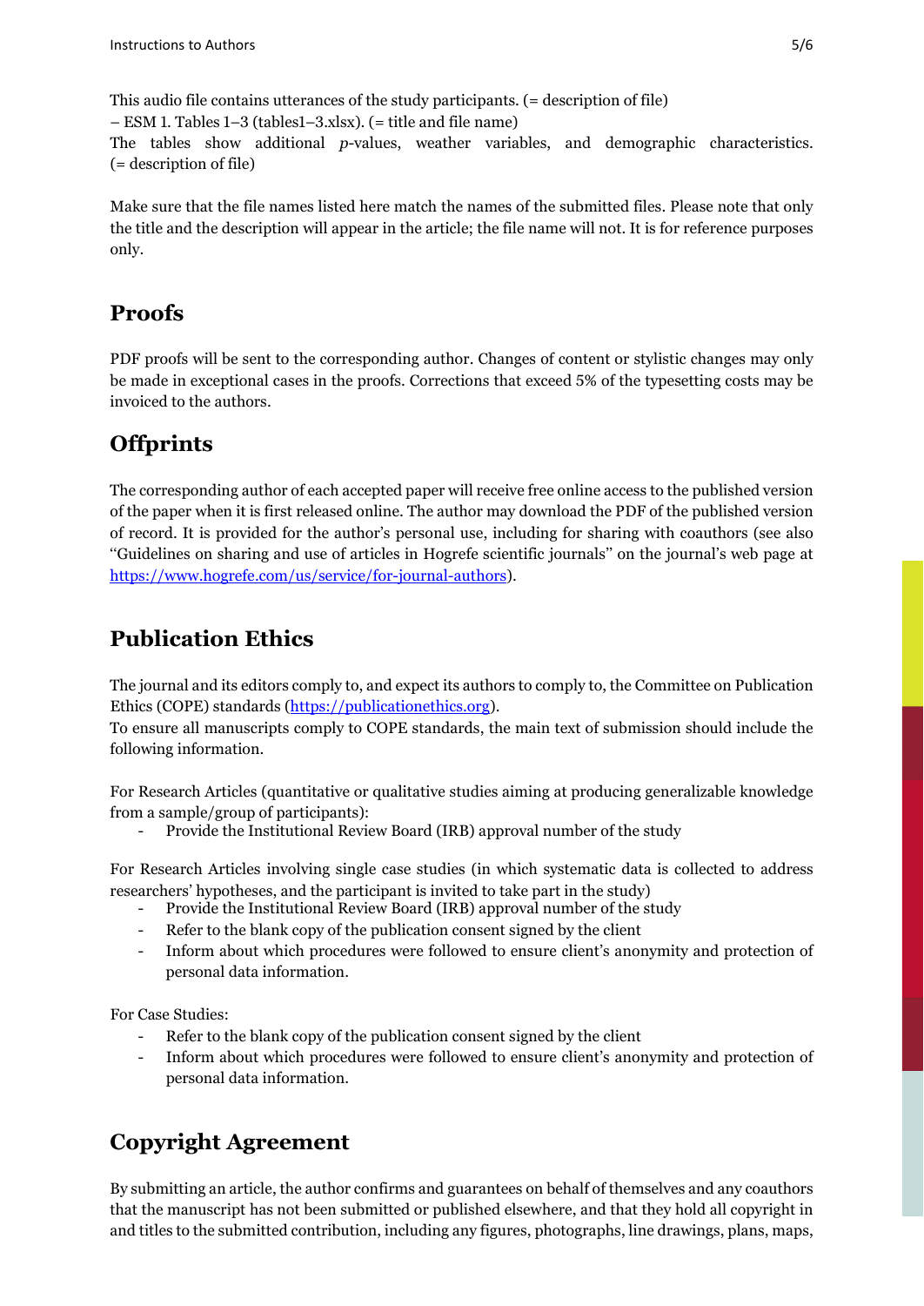This audio file contains utterances of the study participants. (= description of file)

– ESM 1. Tables 1–3 (tables1–3.xlsx). (= title and file name)

The tables show additional *p*-values, weather variables, and demographic characteristics. (= description of file)

Make sure that the file names listed here match the names of the submitted files. Please note that only the title and the description will appear in the article; the file name will not. It is for reference purposes only.

## Proofs

PDF proofs will be sent to the corresponding author. Changes of content or stylistic changes may only be made in exceptional cases in the proofs. Corrections that exceed 5% of the typesetting costs may be invoiced to the authors.

## Offprints

The corresponding author of each accepted paper will receive free online access to the published version of the paper when it is first released online. The author may download the PDF of the published version of record. It is provided for the author's personal use, including for sharing with coauthors (see also "Guidelines on sharing and use of articles in Hogrefe scientific journals" on the journal's web page at https://www.hogrefe.com/us/service/for-journal-authors).

## Publication Ethics

The journal and its editors comply to, and expect its authors to comply to, the Committee on Publication Ethics (COPE) standards (https://publicationethics.org).

To ensure all manuscripts comply to COPE standards, the main text of submission should include the following information.

For Research Articles (quantitative or qualitative studies aiming at producing generalizable knowledge from a sample/group of participants):

- Provide the Institutional Review Board (IRB) approval number of the study

For Research Articles involving single case studies (in which systematic data is collected to address researchers' hypotheses, and the participant is invited to take part in the study)

- Provide the Institutional Review Board (IRB) approval number of the study
- Refer to the blank copy of the publication consent signed by the client
- Inform about which procedures were followed to ensure client's anonymity and protection of personal data information.

For Case Studies:

- Refer to the blank copy of the publication consent signed by the client
- Inform about which procedures were followed to ensure client's anonymity and protection of personal data information.

## Copyright Agreement

By submitting an article, the author confirms and guarantees on behalf of themselves and any coauthors that the manuscript has not been submitted or published elsewhere, and that they hold all copyright in and titles to the submitted contribution, including any figures, photographs, line drawings, plans, maps,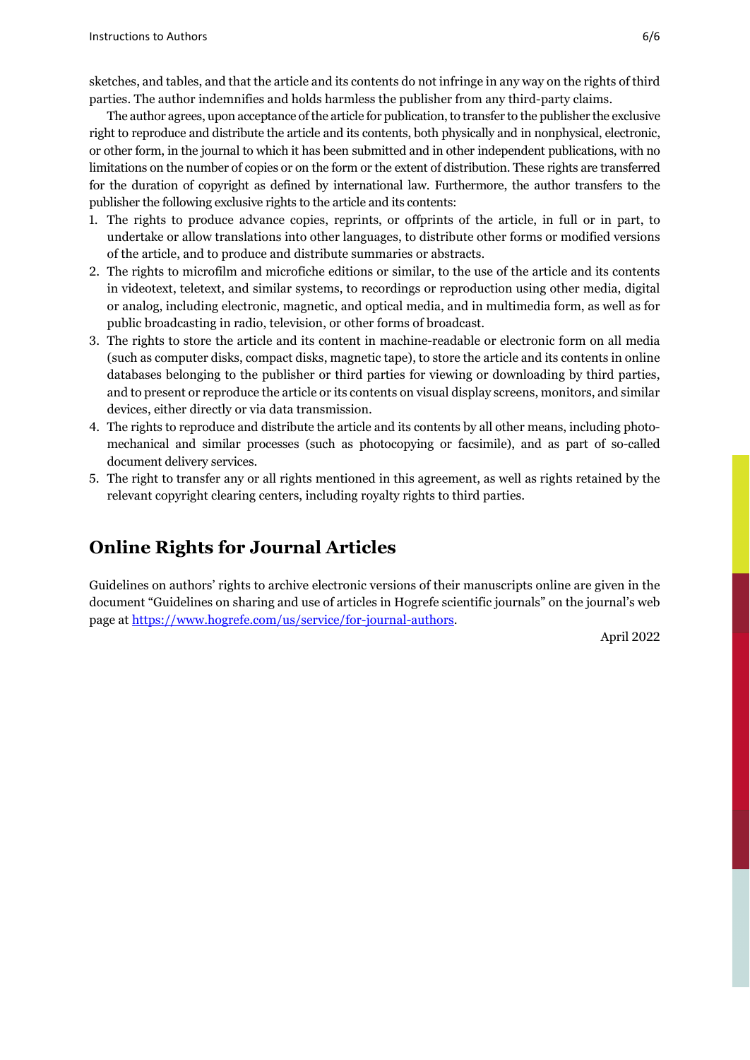sketches, and tables, and that the article and its contents do not infringe in any way on the rights of third parties. The author indemnifies and holds harmless the publisher from any third-party claims.

The author agrees, upon acceptance of the article for publication, to transfer to the publisher the exclusive right to reproduce and distribute the article and its contents, both physically and in nonphysical, electronic, or other form, in the journal to which it has been submitted and in other independent publications, with no limitations on the number of copies or on the form or the extent of distribution. These rights are transferred for the duration of copyright as defined by international law. Furthermore, the author transfers to the publisher the following exclusive rights to the article and its contents:

1. The rights to produce advance copies, reprints, or offprints of the article, in full or in part, to undertake or allow translations into other languages, to distribute other forms or modified versions of the article, and to produce and distribute summaries or abstracts.
2. The rights to microfilm and microfiche editions or similar, to the use of the article and its contents in videotext, teletext, and similar systems, to recordings or reproduction using other media, digital or analog, including electronic, magnetic, and optical media, and in multimedia form, as well as for public broadcasting in radio, television, or other forms of broadcast.
3. The rights to store the article and its content in machine-readable or electronic form on all media (such as computer disks, compact disks, magnetic tape), to store the article and its contents in online databases belonging to the publisher or third parties for viewing or downloading by third parties, and to present or reproduce the article or its contents on visual display screens, monitors, and similar devices, either directly or via data transmission.
4. The rights to reproduce and distribute the article and its contents by all other means, including photomechanical and similar processes (such as photocopying or facsimile), and as part of so-called document delivery services.
5. The right to transfer any or all rights mentioned in this agreement, as well as rights retained by the relevant copyright clearing centers, including royalty rights to third parties.

## Online Rights for Journal Articles

Guidelines on authors' rights to archive electronic versions of their manuscripts online are given in the document "Guidelines on sharing and use of articles in Hogrefe scientific journals" on the journal's web page at [https://www.hogrefe.com/us/service/for-journal-authors](https://www.hogrefe.com/us/service/for-journal-authors).

April 2022